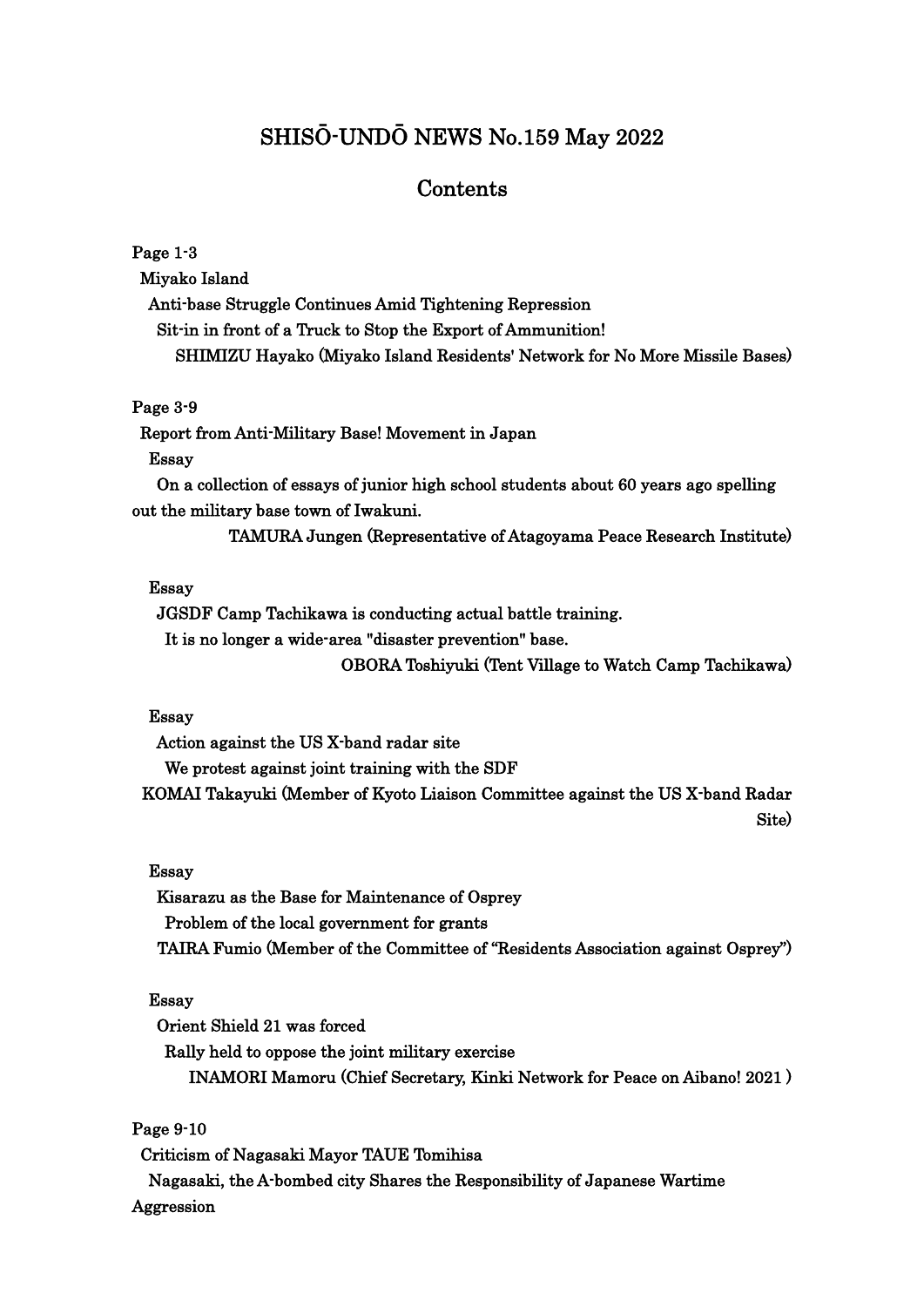# SHISŌ-UNDŌ NEWS No.159 May 2022

## Contents

Page 1-3

Miyako Island

Anti-base Struggle Continues Amid Tightening Repression

Sit-in in front of a Truck to Stop the Export of Ammunition!

SHIMIZU Hayako (Miyako Island Residents' Network for No More Missile Bases)

Page 3-9

Report from Anti-Military Base! Movement in Japan

Essay

On a collection of essays of junior high school students about 60 years ago spelling out the military base town of Iwakuni.

TAMURA Jungen (Representative of Atagoyama Peace Research Institute)

Essay

JGSDF Camp Tachikawa is conducting actual battle training.

It is no longer a wide-area "disaster prevention" base.

OBORA Toshiyuki (Tent Village to Watch Camp Tachikawa)

Essay

Action against the US X-band radar site

We protest against joint training with the SDF

KOMAI Takayuki (Member of Kyoto Liaison Committee against the US X-band Radar Site)

Essay

Kisarazu as the Base for Maintenance of Osprey

Problem of the local government for grants

TAIRA Fumio (Member of the Committee of "Residents Association against Osprey")

Essay

Orient Shield 21 was forced

Rally held to oppose the joint military exercise

INAMORI Mamoru (Chief Secretary, Kinki Network for Peace on Aibano! 2021 )

Page 9-10

Criticism of Nagasaki Mayor TAUE Tomihisa

Nagasaki, the A-bombed city Shares the Responsibility of Japanese Wartime Aggression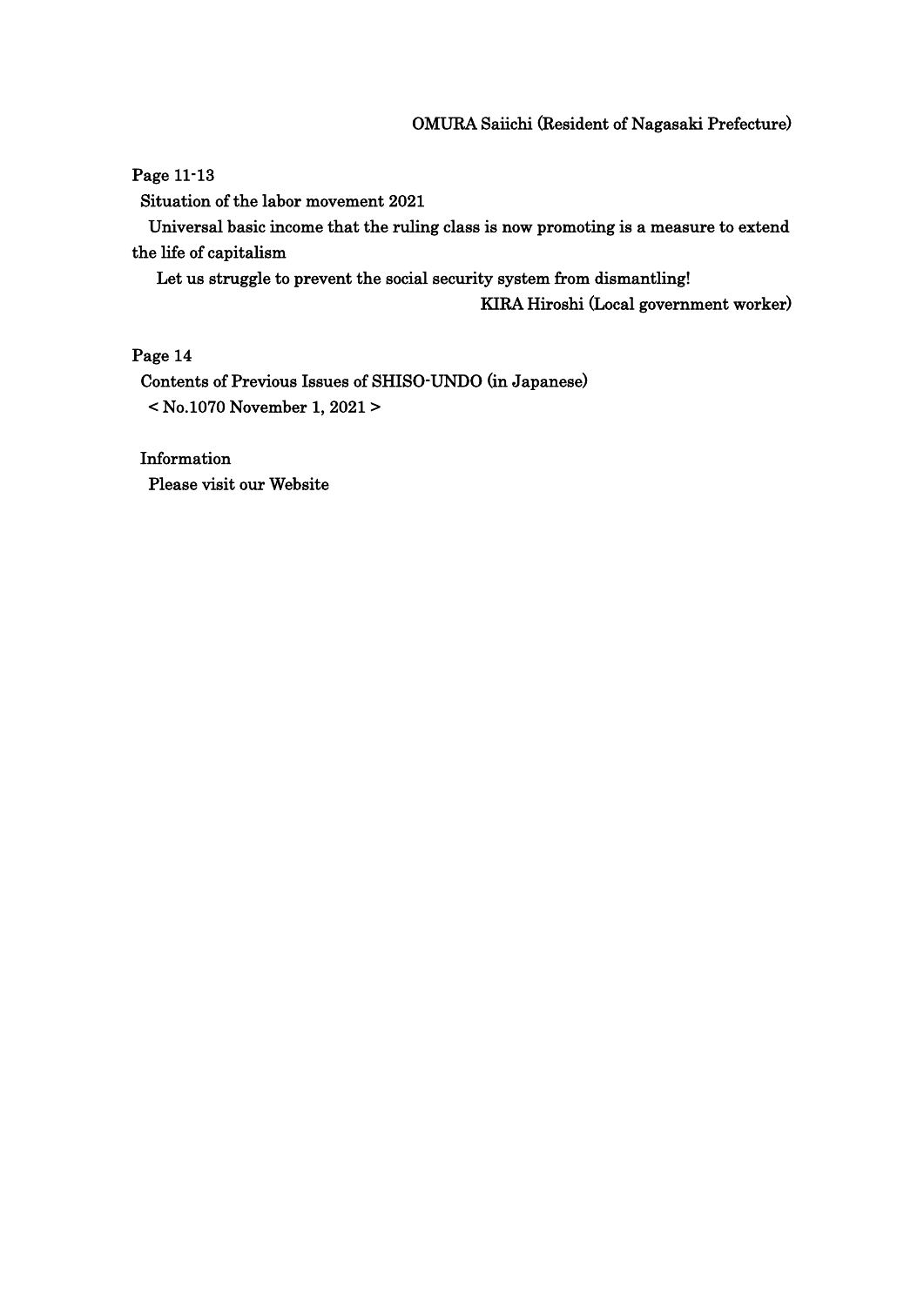OMURA Saiichi (Resident of Nagasaki Prefecture)

Page 11-13

Situation of the labor movement 2021

Universal basic income that the ruling class is now promoting is a measure to extend the life of capitalism

Let us struggle to prevent the social security system from dismantling!

KIRA Hiroshi (Local government worker)

Page 14

Contents of Previous Issues of SHISO-UNDO (in Japanese)

< No.1070 November 1, 2021 >

Information

Please visit our Website